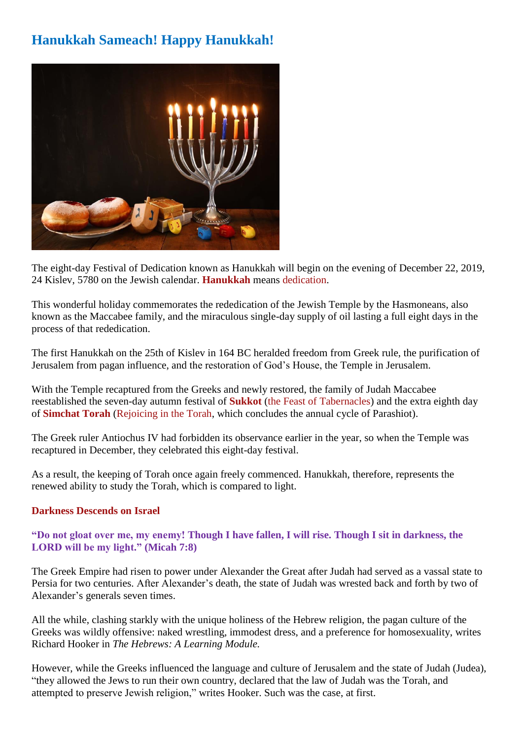# Hanukkah Sameach! Happy Hanukkah!

The eight-day Festival of Dedication known as Hanukkah will begin on the evening of December 22, 2019, 24 Kislev, 5780 on the Jewish calendar. **Hanukkah** means dedication.

This wonderful holiday commemorates the rededication of the Jewish Temple by the Hasmoneans, also known as the Maccabee family, and the miraculous single-day supply of oil lasting a full eight days in the process of that rededication.

The first Hanukkah on the 25th of Kislev in 164 BC heralded freedom from Greek rule, the purification of Jerusalem from pagan influence, and the restoration of God's House, the Temple in Jerusalem.

With the Temple recaptured from the Greeks and newly restored, the family of Judah Maccabee reestablished the seven-day autumn festival of **Sukkot** (the Feast of Tabernacles) and the extra eighth day of **Simchat Torah** (Rejoicing in the Torah, which concludes the annual cycle of Parashiot).

The Greek ruler Antiochus IV had forbidden its observance earlier in the year, so when the Temple was recaptured in December, they celebrated this eight-day festival.

As a result, the keeping of Torah once again freely commenced. Hanukkah, therefore, represents the renewed ability to study the Torah, which is compared to light.

## Darkness Descends on Israel

**"Do not gloat over me, my enemy! Though I have fallen, I will rise. Though I sit in darkness, the LORD will be my light." (Micah 7:8)**

The Greek Empire had risen to power under Alexander the Great after Judah had served as a vassal state to Persia for two centuries. After Alexander's death, the state of Judah was wrested back and forth by two of Alexander's generals seven times.

All the while, clashing starkly with the unique holiness of the Hebrew religion, the pagan culture of the Greeks was wildly offensive: naked wrestling, immodest dress, and a preference for homosexuality, writes Richard Hooker in *The Hebrews: A Learning Module.*

However, while the Greeks influenced the language and culture of Jerusalem and the state of Judah (Judea), "they allowed the Jews to run their own country, declared that the law of Judah was the Torah, and attempted to preserve Jewish religion," writes Hooker. Such was the case, at first.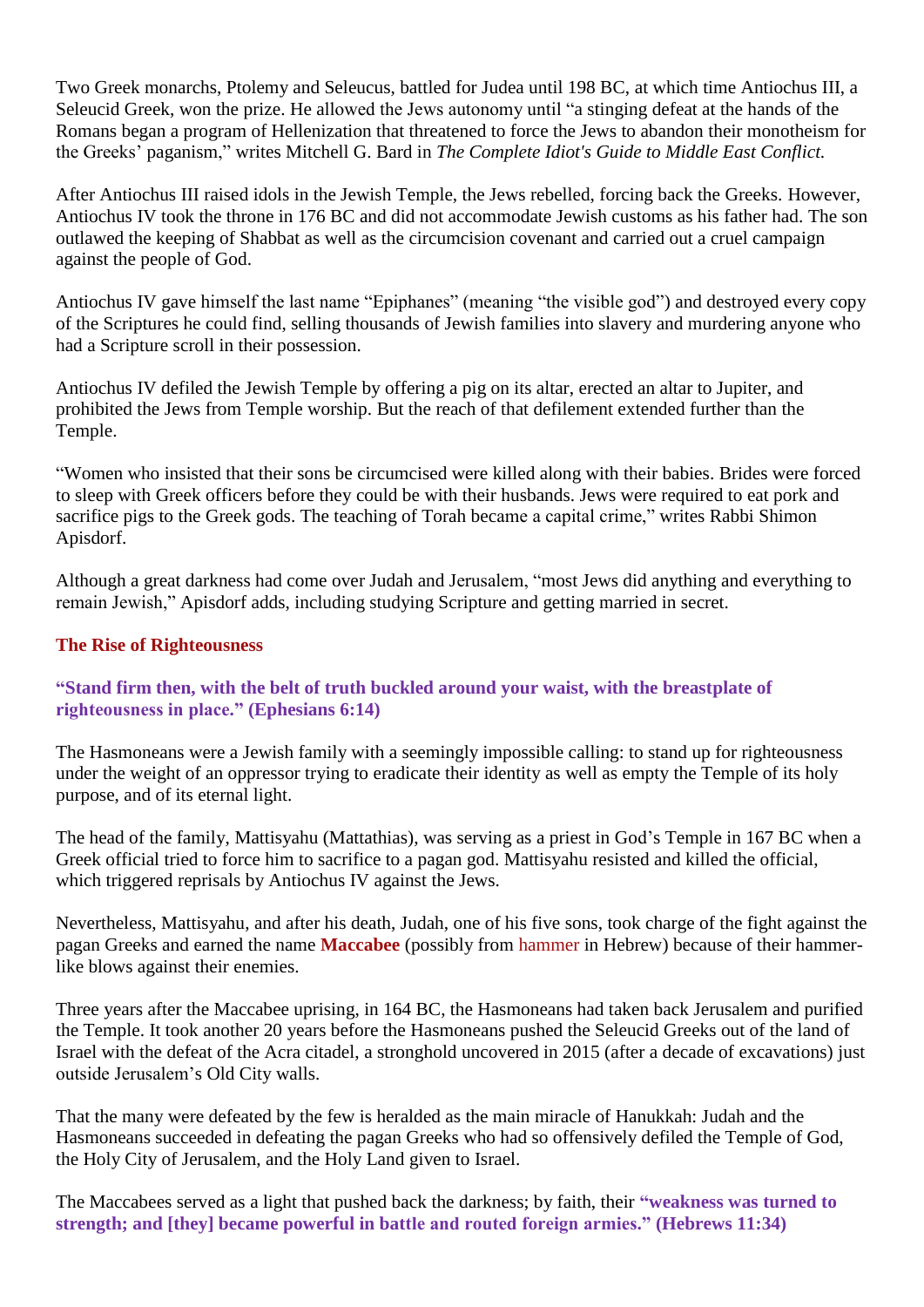Two Greek monarchs, Ptolemy and Seleucus, battled for Judea until 198 BC, at which time Antiochus III, a Seleucid Greek, won the prize. He allowed the Jews autonomy until "a stinging defeat at the hands of the Romans began a program of Hellenization that threatened to force the Jews to abandon their monotheism for the Greeks' paganism," writes Mitchell G. Bard in *The Complete Idiot's Guide to Middle East Conflict.*

After Antiochus III raised idols in the Jewish Temple, the Jews rebelled, forcing back the Greeks. However, Antiochus IV took the throne in 176 BC and did not accommodate Jewish customs as his father had. The son outlawed the keeping of Shabbat as well as the circumcision covenant and carried out a cruel campaign against the people of God.

Antiochus IV gave himself the last name "Epiphanes" (meaning "the visible god") and destroyed every copy of the Scriptures he could find, selling thousands of Jewish families into slavery and murdering anyone who had a Scripture scroll in their possession.

Antiochus IV defiled the Jewish Temple by offering a pig on its altar, erected an altar to Jupiter, and prohibited the Jews from Temple worship. But the reach of that defilement extended further than the Temple.

"Women who insisted that their sons be circumcised were killed along with their babies. Brides were forced to sleep with Greek officers before they could be with their husbands. Jews were required to eat pork and sacrifice pigs to the Greek gods. The teaching of Torah became a capital crime," writes Rabbi Shimon Apisdorf.

Although a great darkness had come over Judah and Jerusalem, "most Jews did anything and everything to remain Jewish," Apisdorf adds, including studying Scripture and getting married in secret.

## The Rise of Righteousness

**"Stand firm then, with the belt of truth buckled around your waist, with the breastplate of righteousness in place." (Ephesians 6:14)**

The Hasmoneans were a Jewish family with a seemingly impossible calling: to stand up for righteousness under the weight of an oppressor trying to eradicate their identity as well as empty the Temple of its holy purpose, and of its eternal light.

The head of the family, Mattisyahu (Mattathias), was serving as a priest in God's Temple in 167 BC when a Greek official tried to force him to sacrifice to a pagan god. Mattisyahu resisted and killed the official, which triggered reprisals by Antiochus IV against the Jews.

Nevertheless, Mattisyahu, and after his death, Judah, one of his five sons, took charge of the fight against the pagan Greeks and earned the name **Maccabee** (possibly from hammer in Hebrew) because of their hammer-like blows against their enemies.

Three years after the Maccabee uprising, in 164 BC, the Hasmoneans had taken back Jerusalem and purified the Temple. It took another 20 years before the Hasmoneans pushed the Seleucid Greeks out of the land of Israel with the defeat of the Acra citadel, a stronghold uncovered in 2015 (after a decade of excavations) just outside Jerusalem's Old City walls.

That the many were defeated by the few is heralded as the main miracle of Hanukkah: Judah and the Hasmoneans succeeded in defeating the pagan Greeks who had so offensively defiled the Temple of God, the Holy City of Jerusalem, and the Holy Land given to Israel.

The Maccabees served as a light that pushed back the darkness; by faith, their **"weakness was turned to strength; and [they] became powerful in battle and routed foreign armies." (Hebrews 11:34)**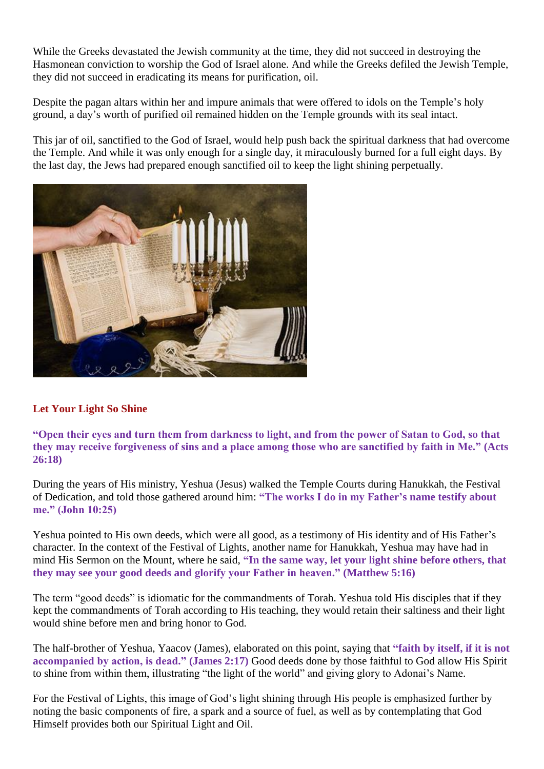While the Greeks devastated the Jewish community at the time, they did not succeed in destroying the Hasmonean conviction to worship the God of Israel alone. And while the Greeks defiled the Jewish Temple, they did not succeed in eradicating its means for purification, oil.

Despite the pagan altars within her and impure animals that were offered to idols on the Temple's holy ground, a day's worth of purified oil remained hidden on the Temple grounds with its seal intact.

This jar of oil, sanctified to the God of Israel, would help push back the spiritual darkness that had overcome the Temple. And while it was only enough for a single day, it miraculously burned for a full eight days. By the last day, the Jews had prepared enough sanctified oil to keep the light shining perpetually.

## Let Your Light So Shine

**"Open their eyes and turn them from darkness to light, and from the power of Satan to God, so that they may receive forgiveness of sins and a place among those who are sanctified by faith in Me." (Acts 26:18)**

During the years of His ministry, Yeshua (Jesus) walked the Temple Courts during Hanukkah, the Festival of Dedication, and told those gathered around him: **"The works I do in my Father's name testify about me." (John 10:25)**

Yeshua pointed to His own deeds, which were all good, as a testimony of His identity and of His Father's character. In the context of the Festival of Lights, another name for Hanukkah, Yeshua may have had in mind His Sermon on the Mount, where he said, **"In the same way, let your light shine before others, that they may see your good deeds and glorify your Father in heaven." (Matthew 5:16)**

The term "good deeds" is idiomatic for the commandments of Torah. Yeshua told His disciples that if they kept the commandments of Torah according to His teaching, they would retain their saltiness and their light would shine before men and bring honor to God.

The half-brother of Yeshua, Yaacov (James), elaborated on this point, saying that **"faith by itself, if it is not accompanied by action, is dead." (James 2:17)** Good deeds done by those faithful to God allow His Spirit to shine from within them, illustrating "the light of the world" and giving glory to Adonai's Name.

For the Festival of Lights, this image of God's light shining through His people is emphasized further by noting the basic components of fire, a spark and a source of fuel, as well as by contemplating that God Himself provides both our Spiritual Light and Oil.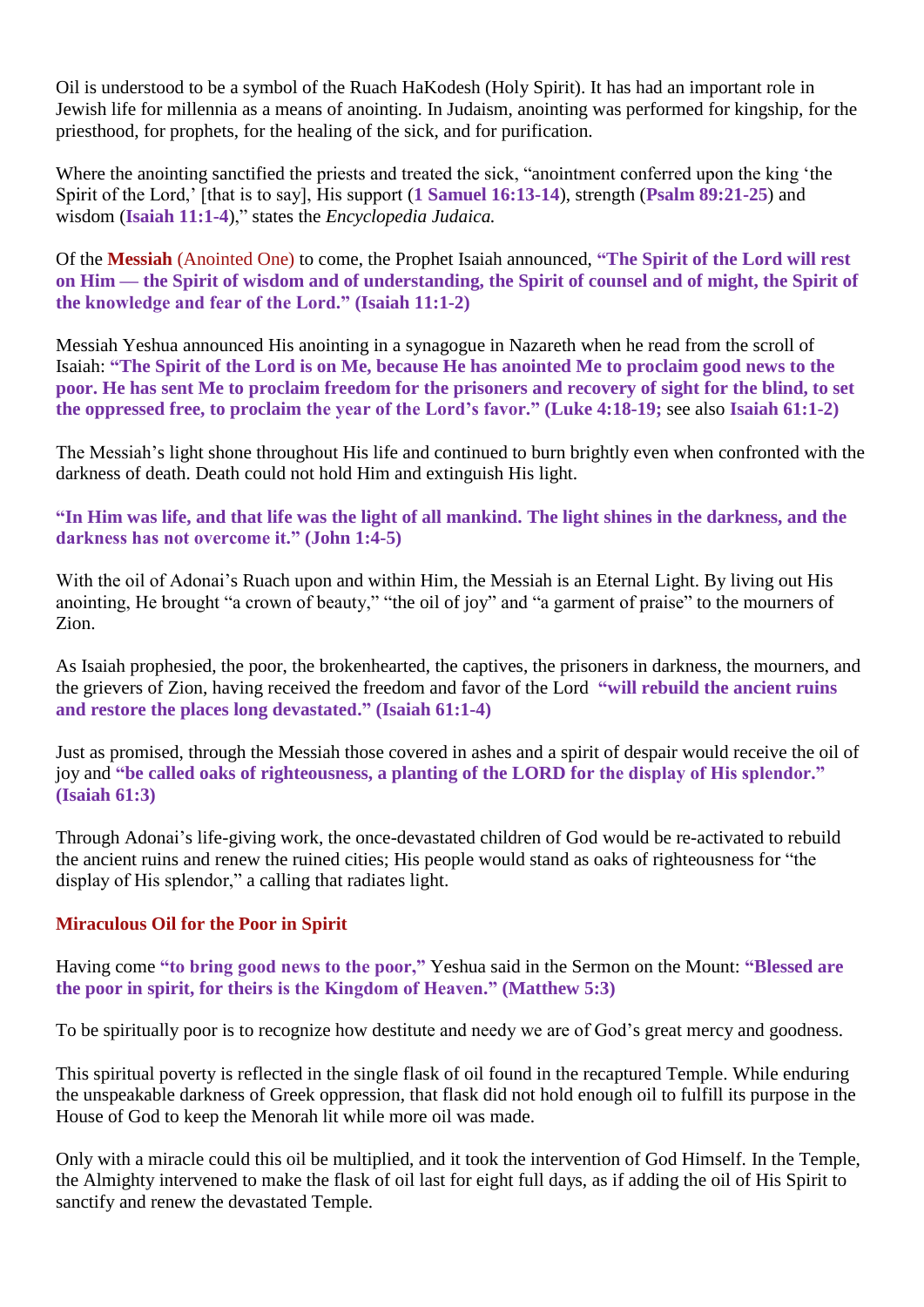Oil is understood to be a symbol of the Ruach HaKodesh (Holy Spirit). It has had an important role in Jewish life for millennia as a means of anointing. In Judaism, anointing was performed for kingship, for the priesthood, for prophets, for the healing of the sick, and for purification.

Where the anointing sanctified the priests and treated the sick, "anointment conferred upon the king 'the Spirit of the Lord,' [that is to say], His support (**1 Samuel 16:13-14**), strength (**Psalm 89:21-25**) and wisdom (**Isaiah 11:1-4**)," states the *Encyclopedia Judaica.*

Of the **Messiah** (Anointed One) to come, the Prophet Isaiah announced, **"The Spirit of the Lord will rest on Him — the Spirit of wisdom and of understanding, the Spirit of counsel and of might, the Spirit of the knowledge and fear of the Lord." (Isaiah 11:1-2)**

Messiah Yeshua announced His anointing in a synagogue in Nazareth when he read from the scroll of Isaiah: **"The Spirit of the Lord is on Me, because He has anointed Me to proclaim good news to the poor. He has sent Me to proclaim freedom for the prisoners and recovery of sight for the blind, to set the oppressed free, to proclaim the year of the Lord's favor." (Luke 4:18-19;** see also **Isaiah 61:1-2)**

The Messiah's light shone throughout His life and continued to burn brightly even when confronted with the darkness of death. Death could not hold Him and extinguish His light.

**"In Him was life, and that life was the light of all mankind. The light shines in the darkness, and the darkness has not overcome it." (John 1:4-5)**

With the oil of Adonai's Ruach upon and within Him, the Messiah is an Eternal Light. By living out His anointing, He brought "a crown of beauty," "the oil of joy" and "a garment of praise" to the mourners of Zion.

As Isaiah prophesied, the poor, the brokenhearted, the captives, the prisoners in darkness, the mourners, and the grievers of Zion, having received the freedom and favor of the Lord **"will rebuild the ancient ruins and restore the places long devastated." (Isaiah 61:1-4)**

Just as promised, through the Messiah those covered in ashes and a spirit of despair would receive the oil of joy and **"be called oaks of righteousness, a planting of the LORD for the display of His splendor." (Isaiah 61:3)**

Through Adonai's life-giving work, the once-devastated children of God would be re-activated to rebuild the ancient ruins and renew the ruined cities; His people would stand as oaks of righteousness for "the display of His splendor," a calling that radiates light.

### Miraculous Oil for the Poor in Spirit

Having come **"to bring good news to the poor,"** Yeshua said in the Sermon on the Mount: **"Blessed are the poor in spirit, for theirs is the Kingdom of Heaven." (Matthew 5:3)**

To be spiritually poor is to recognize how destitute and needy we are of God's great mercy and goodness.

This spiritual poverty is reflected in the single flask of oil found in the recaptured Temple. While enduring the unspeakable darkness of Greek oppression, that flask did not hold enough oil to fulfill its purpose in the House of God to keep the Menorah lit while more oil was made.

Only with a miracle could this oil be multiplied, and it took the intervention of God Himself. In the Temple, the Almighty intervened to make the flask of oil last for eight full days, as if adding the oil of His Spirit to sanctify and renew the devastated Temple.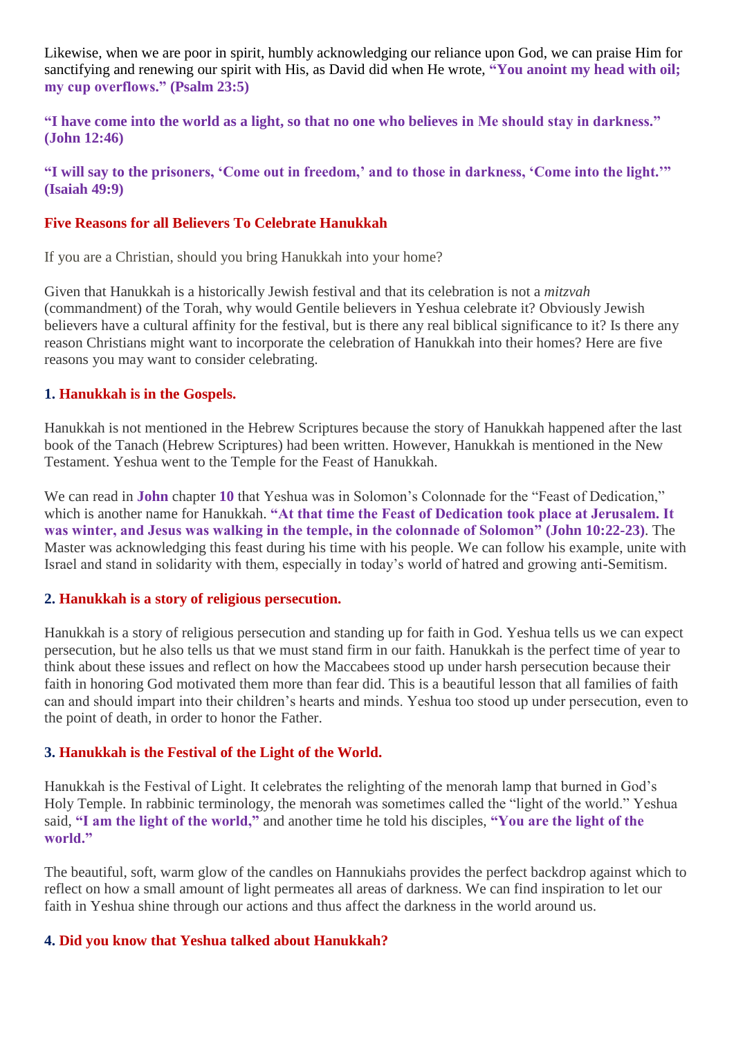Likewise, when we are poor in spirit, humbly acknowledging our reliance upon God, we can praise Him for sanctifying and renewing our spirit with His, as David did when He wrote, **"You anoint my head with oil; my cup overflows." (Psalm 23:5)**

**"I have come into the world as a light, so that no one who believes in Me should stay in darkness." (John 12:46)**

**"I will say to the prisoners, 'Come out in freedom,' and to those in darkness, 'Come into the light.'" (Isaiah 49:9)**

## Five Reasons for all Believers To Celebrate Hanukkah

If you are a Christian, should you bring Hanukkah into your home?

Given that Hanukkah is a historically Jewish festival and that its celebration is not a *mitzvah* (commandment) of the Torah, why would Gentile believers in Yeshua celebrate it? Obviously Jewish believers have a cultural affinity for the festival, but is there any real biblical significance to it? Is there any reason Christians might want to incorporate the celebration of Hanukkah into their homes? Here are five reasons you may want to consider celebrating.

### 1. Hanukkah is in the Gospels.

Hanukkah is not mentioned in the Hebrew Scriptures because the story of Hanukkah happened after the last book of the Tanach (Hebrew Scriptures) had been written. However, Hanukkah is mentioned in the New Testament. Yeshua went to the Temple for the Feast of Hanukkah.

We can read in **John** chapter **10** that Yeshua was in Solomon's Colonnade for the "Feast of Dedication," which is another name for Hanukkah. **"At that time the Feast of Dedication took place at Jerusalem. It was winter, and Jesus was walking in the temple, in the colonnade of Solomon" (John 10:22-23)**. The Master was acknowledging this feast during his time with his people. We can follow his example, unite with Israel and stand in solidarity with them, especially in today's world of hatred and growing anti-Semitism.

### 2. Hanukkah is a story of religious persecution.

Hanukkah is a story of religious persecution and standing up for faith in God. Yeshua tells us we can expect persecution, but he also tells us that we must stand firm in our faith. Hanukkah is the perfect time of year to think about these issues and reflect on how the Maccabees stood up under harsh persecution because their faith in honoring God motivated them more than fear did. This is a beautiful lesson that all families of faith can and should impart into their children's hearts and minds. Yeshua too stood up under persecution, even to the point of death, in order to honor the Father.

### 3. Hanukkah is the Festival of the Light of the World.

Hanukkah is the Festival of Light. It celebrates the relighting of the menorah lamp that burned in God's Holy Temple. In rabbinic terminology, the menorah was sometimes called the "light of the world." Yeshua said, **"I am the light of the world,"** and another time he told his disciples, **"You are the light of the world."**

The beautiful, soft, warm glow of the candles on Hannukiahs provides the perfect backdrop against which to reflect on how a small amount of light permeates all areas of darkness. We can find inspiration to let our faith in Yeshua shine through our actions and thus affect the darkness in the world around us.

### 4. Did you know that Yeshua talked about Hanukkah?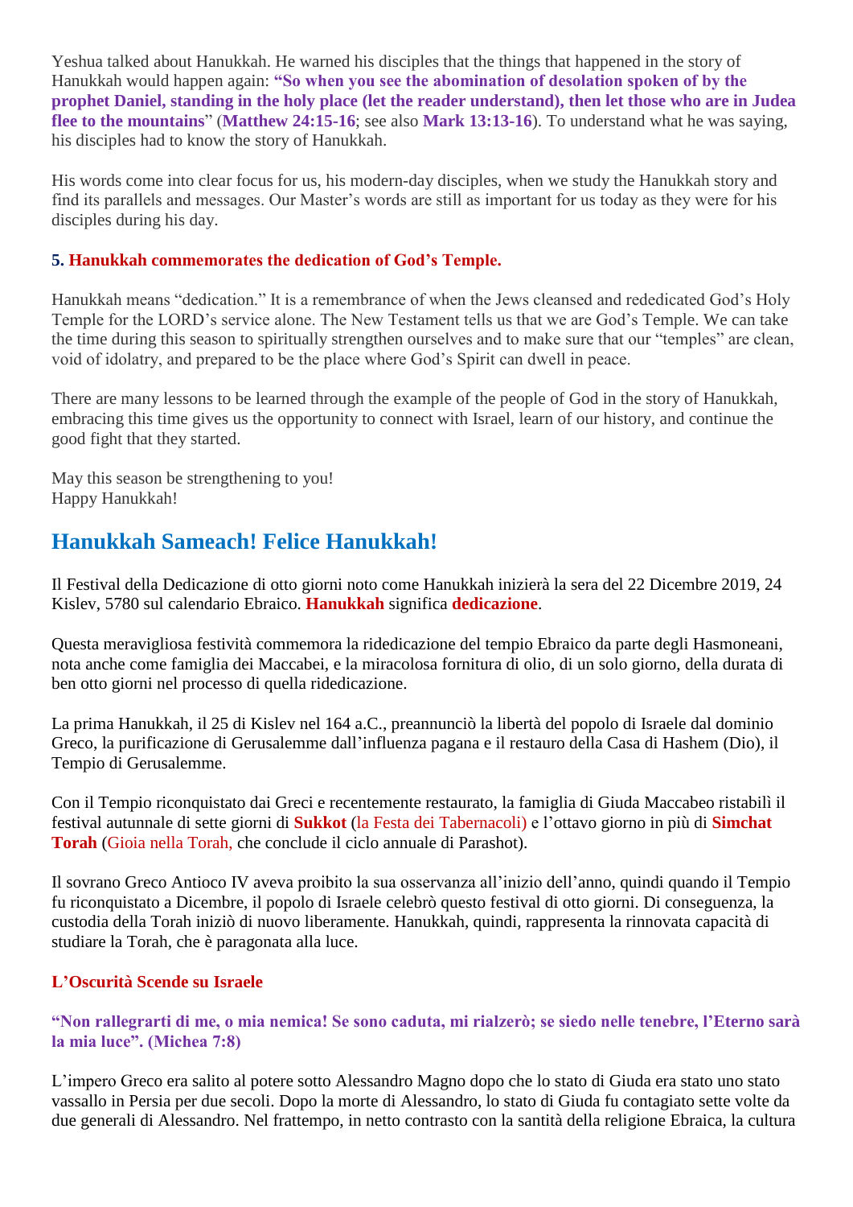Yeshua talked about Hanukkah. He warned his disciples that the things that happened in the story of Hanukkah would happen again: **"So when you see the abomination of desolation spoken of by the prophet Daniel, standing in the holy place (let the reader understand), then let those who are in Judea flee to the mountains"** (**Matthew 24:15-16**; see also **Mark 13:13-16**). To understand what he was saying, his disciples had to know the story of Hanukkah.

His words come into clear focus for us, his modern-day disciples, when we study the Hanukkah story and find its parallels and messages. Our Master's words are still as important for us today as they were for his disciples during his day.

**5. Hanukkah commemorates the dedication of God's Temple.**

Hanukkah means "dedication." It is a remembrance of when the Jews cleansed and rededicated God's Holy Temple for the LORD's service alone. The New Testament tells us that we are God's Temple. We can take the time during this season to spiritually strengthen ourselves and to make sure that our "temples" are clean, void of idolatry, and prepared to be the place where God's Spirit can dwell in peace.

There are many lessons to be learned through the example of the people of God in the story of Hanukkah, embracing this time gives us the opportunity to connect with Israel, learn of our history, and continue the good fight that they started.

May this season be strengthening to you!
Happy Hanukkah!

## Hanukkah Sameach! Felice Hanukkah!

Il Festival della Dedicazione di otto giorni noto come Hanukkah inizierà la sera del 22 Dicembre 2019, 24 Kislev, 5780 sul calendario Ebraico. **Hanukkah** significa **dedicazione**.

Questa meravigliosa festività commemora la ridedicazione del tempio Ebraico da parte degli Hasmoneani, nota anche come famiglia dei Maccabei, e la miracolosa fornitura di olio, di un solo giorno, della durata di ben otto giorni nel processo di quella ridedicazione.

La prima Hanukkah, il 25 di Kislev nel 164 a.C., preannunciò la libertà del popolo di Israele dal dominio Greco, la purificazione di Gerusalemme dall'influenza pagana e il restauro della Casa di Hashem (Dio), il Tempio di Gerusalemme.

Con il Tempio riconquistato dai Greci e recentemente restaurato, la famiglia di Giuda Maccabeo ristabilì il festival autunnale di sette giorni di **Sukkot** (la Festa dei Tabernacoli) e l'ottavo giorno in più di **Simchat Torah** (Gioia nella Torah, che conclude il ciclo annuale di Parashot).

Il sovrano Greco Antioco IV aveva proibito la sua osservanza all'inizio dell'anno, quindi quando il Tempio fu riconquistato a Dicembre, il popolo di Israele celebrò questo festival di otto giorni. Di conseguenza, la custodia della Torah iniziò di nuovo liberamente. Hanukkah, quindi, rappresenta la rinnovata capacità di studiare la Torah, che è paragonata alla luce.

**L'Oscurità Scende su Israele**

**"Non rallegrarti di me, o mia nemica! Se sono caduta, mi rialzerò; se siedo nelle tenebre, l'Eterno sarà la mia luce". (Michea 7:8)**

L'impero Greco era salito al potere sotto Alessandro Magno dopo che lo stato di Giuda era stato uno stato vassallo in Persia per due secoli. Dopo la morte di Alessandro, lo stato di Giuda fu contagiato sette volte da due generali di Alessandro. Nel frattempo, in netto contrasto con la santità della religione Ebraica, la cultura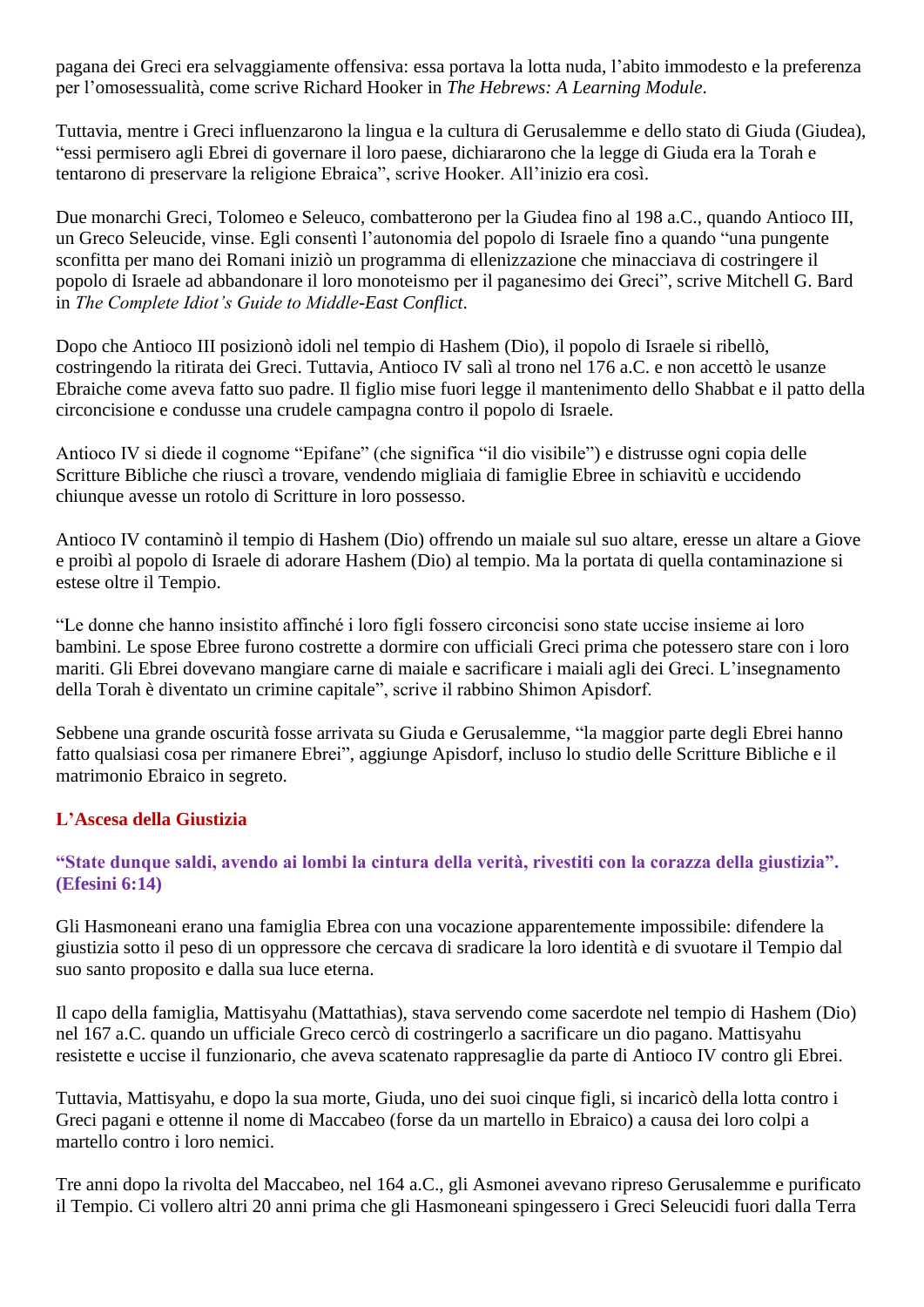pagana dei Greci era selvaggiamente offensiva: essa portava la lotta nuda, l'abito immodesto e la preferenza per l'omosessualità, come scrive Richard Hooker in *The Hebrews: A Learning Module*.

Tuttavia, mentre i Greci influenzarono la lingua e la cultura di Gerusalemme e dello stato di Giuda (Giudea), "essi permisero agli Ebrei di governare il loro paese, dichiararono che la legge di Giuda era la Torah e tentarono di preservare la religione Ebraica", scrive Hooker. All'inizio era così.

Due monarchi Greci, Tolomeo e Seleuco, combatterono per la Giudea fino al 198 a.C., quando Antioco III, un Greco Seleucide, vinse. Egli consentì l'autonomia del popolo di Israele fino a quando "una pungente sconfitta per mano dei Romani iniziò un programma di ellenizzazione che minacciava di costringere il popolo di Israele ad abbandonare il loro monoteismo per il paganesimo dei Greci", scrive Mitchell G. Bard in *The Complete Idiot's Guide to Middle-East Conflict*.

Dopo che Antioco III posizionò idoli nel tempio di Hashem (Dio), il popolo di Israele si ribellò, costringendo la ritirata dei Greci. Tuttavia, Antioco IV salì al trono nel 176 a.C. e non accettò le usanze Ebraiche come aveva fatto suo padre. Il figlio mise fuori legge il mantenimento dello Shabbat e il patto della circoncisione e condusse una crudele campagna contro il popolo di Israele.

Antioco IV si diede il cognome "Epifane" (che significa "il dio visibile") e distrusse ogni copia delle Scritture Bibliche che riuscì a trovare, vendendo migliaia di famiglie Ebree in schiavitù e uccidendo chiunque avesse un rotolo di Scritture in loro possesso.

Antioco IV contaminò il tempio di Hashem (Dio) offrendo un maiale sul suo altare, eresse un altare a Giove e proibì al popolo di Israele di adorare Hashem (Dio) al tempio. Ma la portata di quella contaminazione si estese oltre il Tempio.

"Le donne che hanno insistito affinché i loro figli fossero circoncisi sono state uccise insieme ai loro bambini. Le spose Ebree furono costrette a dormire con ufficiali Greci prima che potessero stare con i loro mariti. Gli Ebrei dovevano mangiare carne di maiale e sacrificare i maiali agli dei Greci. L'insegnamento della Torah è diventato un crimine capitale", scrive il rabbino Shimon Apisdorf.

Sebbene una grande oscurità fosse arrivata su Giuda e Gerusalemme, "la maggior parte degli Ebrei hanno fatto qualsiasi cosa per rimanere Ebrei", aggiunge Apisdorf, incluso lo studio delle Scritture Bibliche e il matrimonio Ebraico in segreto.

## L'Ascesa della Giustizia

**"State dunque saldi, avendo ai lombi la cintura della verità, rivestiti con la corazza della giustizia". (Efesini 6:14)**

Gli Hasmoneani erano una famiglia Ebrea con una vocazione apparentemente impossibile: difendere la giustizia sotto il peso di un oppressore che cercava di sradicare la loro identità e di svuotare il Tempio dal suo santo proposito e dalla sua luce eterna.

Il capo della famiglia, Mattisyahu (Mattathias), stava servendo come sacerdote nel tempio di Hashem (Dio) nel 167 a.C. quando un ufficiale Greco cercò di costringerlo a sacrificare un dio pagano. Mattisyahu resistette e uccise il funzionario, che aveva scatenato rappresaglie da parte di Antioco IV contro gli Ebrei.

Tuttavia, Mattisyahu, e dopo la sua morte, Giuda, uno dei suoi cinque figli, si incaricò della lotta contro i Greci pagani e ottenne il nome di Maccabeo (forse da un martello in Ebraico) a causa dei loro colpi a martello contro i loro nemici.

Tre anni dopo la rivolta del Maccabeo, nel 164 a.C., gli Asmonei avevano ripreso Gerusalemme e purificato il Tempio. Ci vollero altri 20 anni prima che gli Hasmoneani spingessero i Greci Seleucidi fuori dalla Terra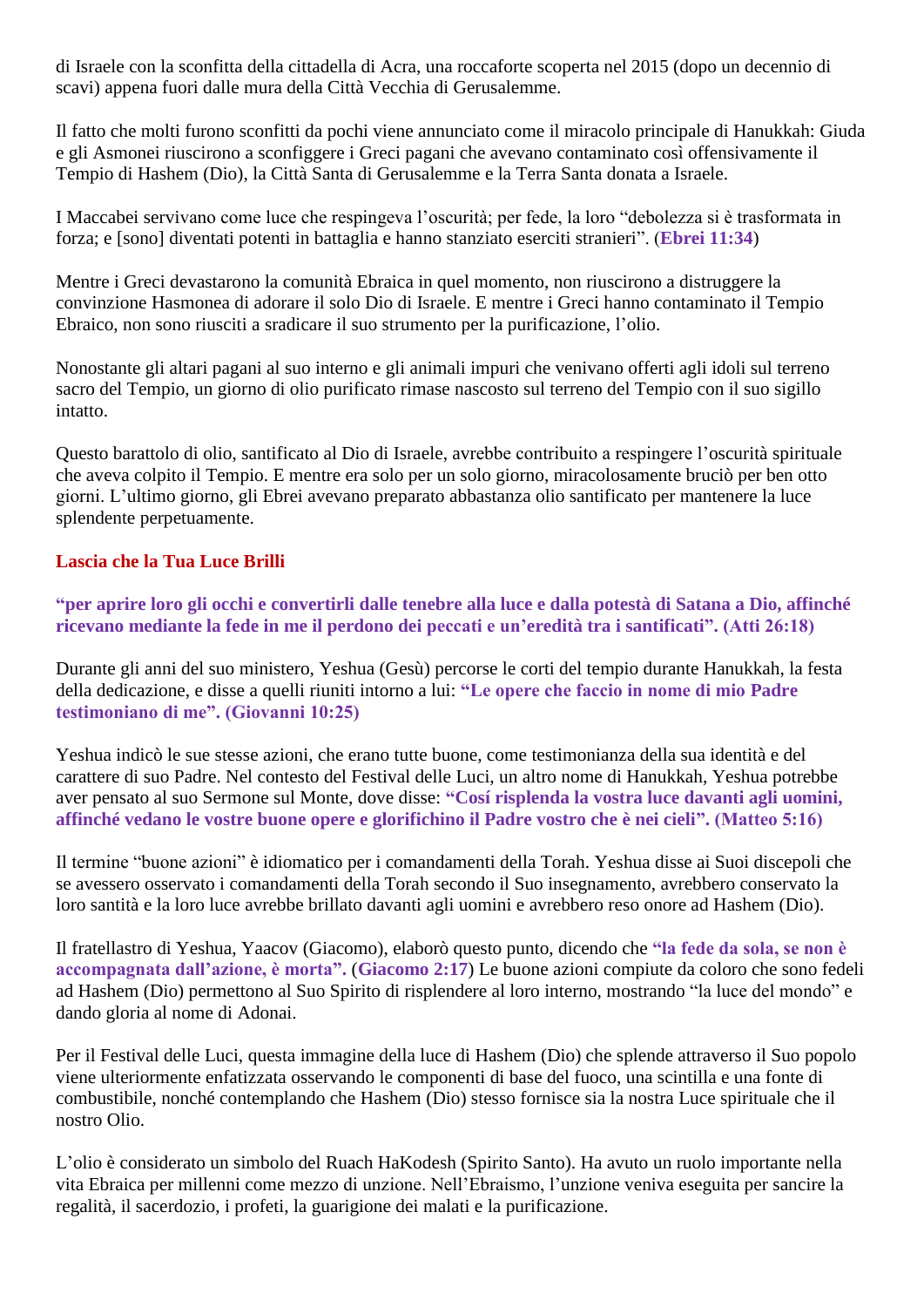di Israele con la sconfitta della cittadella di Acra, una roccaforte scoperta nel 2015 (dopo un decennio di scavi) appena fuori dalle mura della Città Vecchia di Gerusalemme.

Il fatto che molti furono sconfitti da pochi viene annunciato come il miracolo principale di Hanukkah: Giuda e gli Asmonei riuscirono a sconfiggere i Greci pagani che avevano contaminato così offensivamente il Tempio di Hashem (Dio), la Città Santa di Gerusalemme e la Terra Santa donata a Israele.

I Maccabei servivano come luce che respingeva l'oscurità; per fede, la loro "debolezza si è trasformata in forza; e [sono] diventati potenti in battaglia e hanno stanziato eserciti stranieri". (**Ebrei 11:34**)

Mentre i Greci devastarono la comunità Ebraica in quel momento, non riuscirono a distruggere la convinzione Hasmonea di adorare il solo Dio di Israele. E mentre i Greci hanno contaminato il Tempio Ebraico, non sono riusciti a sradicare il suo strumento per la purificazione, l'olio.

Nonostante gli altari pagani al suo interno e gli animali impuri che venivano offerti agli idoli sul terreno sacro del Tempio, un giorno di olio purificato rimase nascosto sul terreno del Tempio con il suo sigillo intatto.

Questo barattolo di olio, santificato al Dio di Israele, avrebbe contribuito a respingere l'oscurità spirituale che aveva colpito il Tempio. E mentre era solo per un solo giorno, miracolosamente bruciò per ben otto giorni. L'ultimo giorno, gli Ebrei avevano preparato abbastanza olio santificato per mantenere la luce splendente perpetuamente.

## Lascia che la Tua Luce Brilli

**"per aprire loro gli occhi e convertirli dalle tenebre alla luce e dalla potestà di Satana a Dio, affinché ricevano mediante la fede in me il perdono dei peccati e un'eredità tra i santificati". (Atti 26:18)**

Durante gli anni del suo ministero, Yeshua (Gesù) percorse le corti del tempio durante Hanukkah, la festa della dedicazione, e disse a quelli riuniti intorno a lui: **"Le opere che faccio in nome di mio Padre testimoniano di me". (Giovanni 10:25)**

Yeshua indicò le sue stesse azioni, che erano tutte buone, come testimonianza della sua identità e del carattere di suo Padre. Nel contesto del Festival delle Luci, un altro nome di Hanukkah, Yeshua potrebbe aver pensato al suo Sermone sul Monte, dove disse: **"Cosí risplenda la vostra luce davanti agli uomini, affinché vedano le vostre buone opere e glorifichino il Padre vostro che è nei cieli". (Matteo 5:16)**

Il termine "buone azioni" è idiomatico per i comandamenti della Torah. Yeshua disse ai Suoi discepoli che se avessero osservato i comandamenti della Torah secondo il Suo insegnamento, avrebbero conservato la loro santità e la loro luce avrebbe brillato davanti agli uomini e avrebbero reso onore ad Hashem (Dio).

Il fratellastro di Yeshua, Yaacov (Giacomo), elaborò questo punto, dicendo che **"la fede da sola, se non è accompagnata dall'azione, è morta"**. (**Giacomo 2:17**) Le buone azioni compiute da coloro che sono fedeli ad Hashem (Dio) permettono al Suo Spirito di risplendere al loro interno, mostrando "la luce del mondo" e dando gloria al nome di Adonai.

Per il Festival delle Luci, questa immagine della luce di Hashem (Dio) che splende attraverso il Suo popolo viene ulteriormente enfatizzata osservando le componenti di base del fuoco, una scintilla e una fonte di combustibile, nonché contemplando che Hashem (Dio) stesso fornisce sia la nostra Luce spirituale che il nostro Olio.

L'olio è considerato un simbolo del Ruach HaKodesh (Spirito Santo). Ha avuto un ruolo importante nella vita Ebraica per millenni come mezzo di unzione. Nell'Ebraismo, l'unzione veniva eseguita per sancire la regalità, il sacerdozio, i profeti, la guarigione dei malati e la purificazione.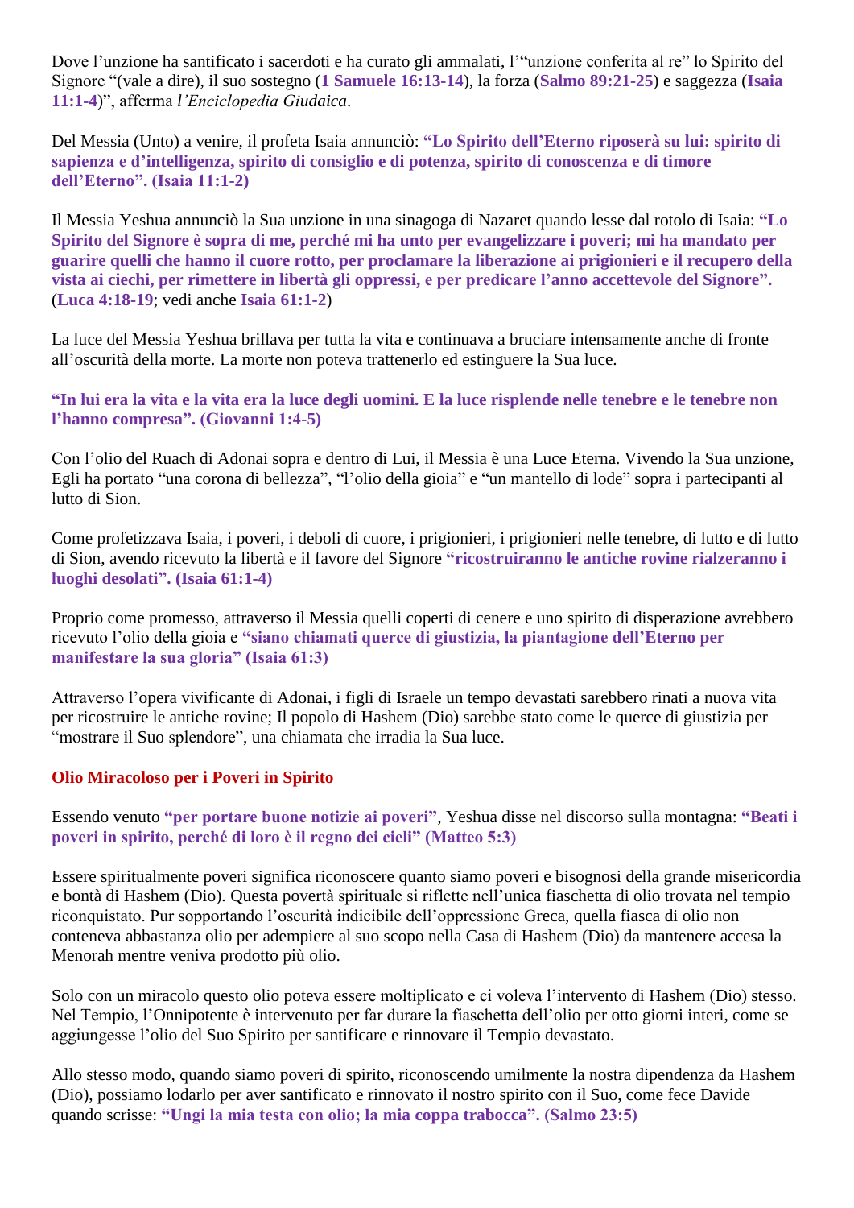Dove l'unzione ha santificato i sacerdoti e ha curato gli ammalati, l'"unzione conferita al re" lo Spirito del Signore "(vale a dire), il suo sostegno (**1 Samuele 16:13-14**), la forza (**Salmo 89:21-25**) e saggezza (**Isaia 11:1-4**)", afferma *l'Enciclopedia Giudaica*.

Del Messia (Unto) a venire, il profeta Isaia annunciò: **"Lo Spirito dell'Eterno riposerà su lui: spirito di sapienza e d'intelligenza, spirito di consiglio e di potenza, spirito di conoscenza e di timore dell'Eterno". (Isaia 11:1-2)**

Il Messia Yeshua annunciò la Sua unzione in una sinagoga di Nazaret quando lesse dal rotolo di Isaia: **"Lo Spirito del Signore è sopra di me, perché mi ha unto per evangelizzare i poveri; mi ha mandato per guarire quelli che hanno il cuore rotto, per proclamare la liberazione ai prigionieri e il recupero della vista ai ciechi, per rimettere in libertà gli oppressi, e per predicare l'anno accettevole del Signore".** (**Luca 4:18-19**; vedi anche **Isaia 61:1-2**)

La luce del Messia Yeshua brillava per tutta la vita e continuava a bruciare intensamente anche di fronte all'oscurità della morte. La morte non poteva trattenerlo ed estinguere la Sua luce.

**"In lui era la vita e la vita era la luce degli uomini. E la luce risplende nelle tenebre e le tenebre non l'hanno compresa". (Giovanni 1:4-5)**

Con l'olio del Ruach di Adonai sopra e dentro di Lui, il Messia è una Luce Eterna. Vivendo la Sua unzione, Egli ha portato "una corona di bellezza", "l'olio della gioia" e "un mantello di lode" sopra i partecipanti al lutto di Sion.

Come profetizzava Isaia, i poveri, i deboli di cuore, i prigionieri, i prigionieri nelle tenebre, di lutto e di lutto di Sion, avendo ricevuto la libertà e il favore del Signore **"ricostruiranno le antiche rovine rialzeranno i luoghi desolati". (Isaia 61:1-4)**

Proprio come promesso, attraverso il Messia quelli coperti di cenere e uno spirito di disperazione avrebbero ricevuto l'olio della gioia e **"siano chiamati querce di giustizia, la piantagione dell'Eterno per manifestare la sua gloria" (Isaia 61:3)**

Attraverso l'opera vivificante di Adonai, i figli di Israele un tempo devastati sarebbero rinati a nuova vita per ricostruire le antiche rovine; Il popolo di Hashem (Dio) sarebbe stato come le querce di giustizia per "mostrare il Suo splendore", una chiamata che irradia la Sua luce.

## Olio Miracoloso per i Poveri in Spirito

Essendo venuto **"per portare buone notizie ai poveri"**, Yeshua disse nel discorso sulla montagna: **"Beati i poveri in spirito, perché di loro è il regno dei cieli" (Matteo 5:3)**

Essere spiritualmente poveri significa riconoscere quanto siamo poveri e bisognosi della grande misericordia e bontà di Hashem (Dio). Questa povertà spirituale si riflette nell'unica fiaschetta di olio trovata nel tempio riconquistato. Pur sopportando l'oscurità indicibile dell'oppressione Greca, quella fiasca di olio non conteneva abbastanza olio per adempiere al suo scopo nella Casa di Hashem (Dio) da mantenere accesa la Menorah mentre veniva prodotto più olio.

Solo con un miracolo questo olio poteva essere moltiplicato e ci voleva l'intervento di Hashem (Dio) stesso. Nel Tempio, l'Onnipotente è intervenuto per far durare la fiaschetta dell'olio per otto giorni interi, come se aggiungesse l'olio del Suo Spirito per santificare e rinnovare il Tempio devastato.

Allo stesso modo, quando siamo poveri di spirito, riconoscendo umilmente la nostra dipendenza da Hashem (Dio), possiamo lodarlo per aver santificato e rinnovato il nostro spirito con il Suo, come fece Davide quando scrisse: **"Ungi la mia testa con olio; la mia coppa trabocca". (Salmo 23:5)**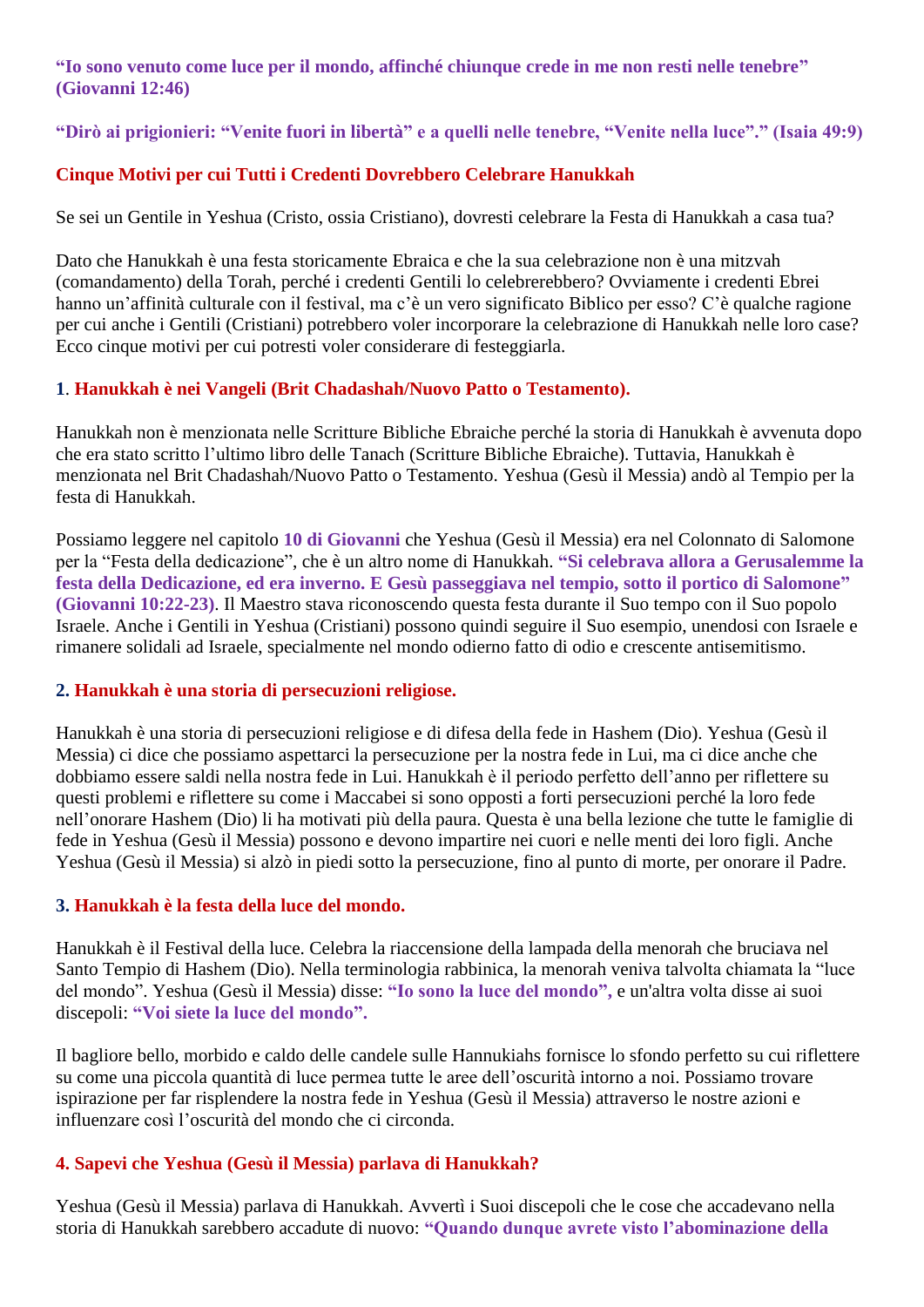**“Io sono venuto come luce per il mondo, affinché chiunque crede in me non resti nelle tenebre” (Giovanni 12:46)**

**“Dirò ai prigionieri: “Venite fuori in libertà” e a quelli nelle tenebre, “Venite nella luce”.” (Isaia 49:9)**

## Cinque Motivi per cui Tutti i Credenti Dovrebbero Celebrare Hanukkah

Se sei un Gentile in Yeshua (Cristo, ossia Cristiano), dovresti celebrare la Festa di Hanukkah a casa tua?

Dato che Hanukkah è una festa storicamente Ebraica e che la sua celebrazione non è una mitzvah (comandamento) della Torah, perché i credenti Gentili lo celebrerebbero? Ovviamente i credenti Ebrei hanno un’affinità culturale con il festival, ma c’è un vero significato Biblico per esso? C’è qualche ragione per cui anche i Gentili (Cristiani) potrebbero voler incorporare la celebrazione di Hanukkah nelle loro case? Ecco cinque motivi per cui potresti voler considerare di festeggiarla.

### 1. Hanukkah è nei Vangeli (Brit Chadashah/Nuovo Patto o Testamento).

Hanukkah non è menzionata nelle Scritture Bibliche Ebraiche perché la storia di Hanukkah è avvenuta dopo che era stato scritto l’ultimo libro delle Tanach (Scritture Bibliche Ebraiche). Tuttavia, Hanukkah è menzionata nel Brit Chadashah/Nuovo Patto o Testamento. Yeshua (Gesù il Messia) andò al Tempio per la festa di Hanukkah.

Possiamo leggere nel capitolo **10 di Giovanni** che Yeshua (Gesù il Messia) era nel Colonnato di Salomone per la “Festa della dedicazione”, che è un altro nome di Hanukkah. **“Si celebrava allora a Gerusalemme la festa della Dedicazione, ed era inverno. E Gesù passeggiava nel tempio, sotto il portico di Salomone” (Giovanni 10:22-23)**. Il Maestro stava riconoscendo questa festa durante il Suo tempo con il Suo popolo Israele. Anche i Gentili in Yeshua (Cristiani) possono quindi seguire il Suo esempio, unendosi con Israele e rimanere solidali ad Israele, specialmente nel mondo odierno fatto di odio e crescente antisemitismo.

### 2. Hanukkah è una storia di persecuzioni religiose.

Hanukkah è una storia di persecuzioni religiose e di difesa della fede in Hashem (Dio). Yeshua (Gesù il Messia) ci dice che possiamo aspettarci la persecuzione per la nostra fede in Lui, ma ci dice anche che dobbiamo essere saldi nella nostra fede in Lui. Hanukkah è il periodo perfetto dell’anno per riflettere su questi problemi e riflettere su come i Maccabei si sono opposti a forti persecuzioni perché la loro fede nell’onorare Hashem (Dio) li ha motivati più della paura. Questa è una bella lezione che tutte le famiglie di fede in Yeshua (Gesù il Messia) possono e devono impartire nei cuori e nelle menti dei loro figli. Anche Yeshua (Gesù il Messia) si alzò in piedi sotto la persecuzione, fino al punto di morte, per onorare il Padre.

### 3. Hanukkah è la festa della luce del mondo.

Hanukkah è il Festival della luce. Celebra la riaccensione della lampada della menorah che bruciava nel Santo Tempio di Hashem (Dio). Nella terminologia rabbinica, la menorah veniva talvolta chiamata la “luce del mondo”. Yeshua (Gesù il Messia) disse: **“Io sono la luce del mondo”,** e un'altra volta disse ai suoi discepoli: **“Voi siete la luce del mondo”.**

Il bagliore bello, morbido e caldo delle candele sulle Hannukiahs fornisce lo sfondo perfetto su cui riflettere su come una piccola quantità di luce permea tutte le aree dell’oscurità intorno a noi. Possiamo trovare ispirazione per far risplendere la nostra fede in Yeshua (Gesù il Messia) attraverso le nostre azioni e influenzare così l’oscurità del mondo che ci circonda.

### 4. Sapevi che Yeshua (Gesù il Messia) parlava di Hanukkah?

Yeshua (Gesù il Messia) parlava di Hanukkah. Avvertì i Suoi discepoli che le cose che accadevano nella storia di Hanukkah sarebbero accadute di nuovo: **“Quando dunque avrete visto l’abominazione della**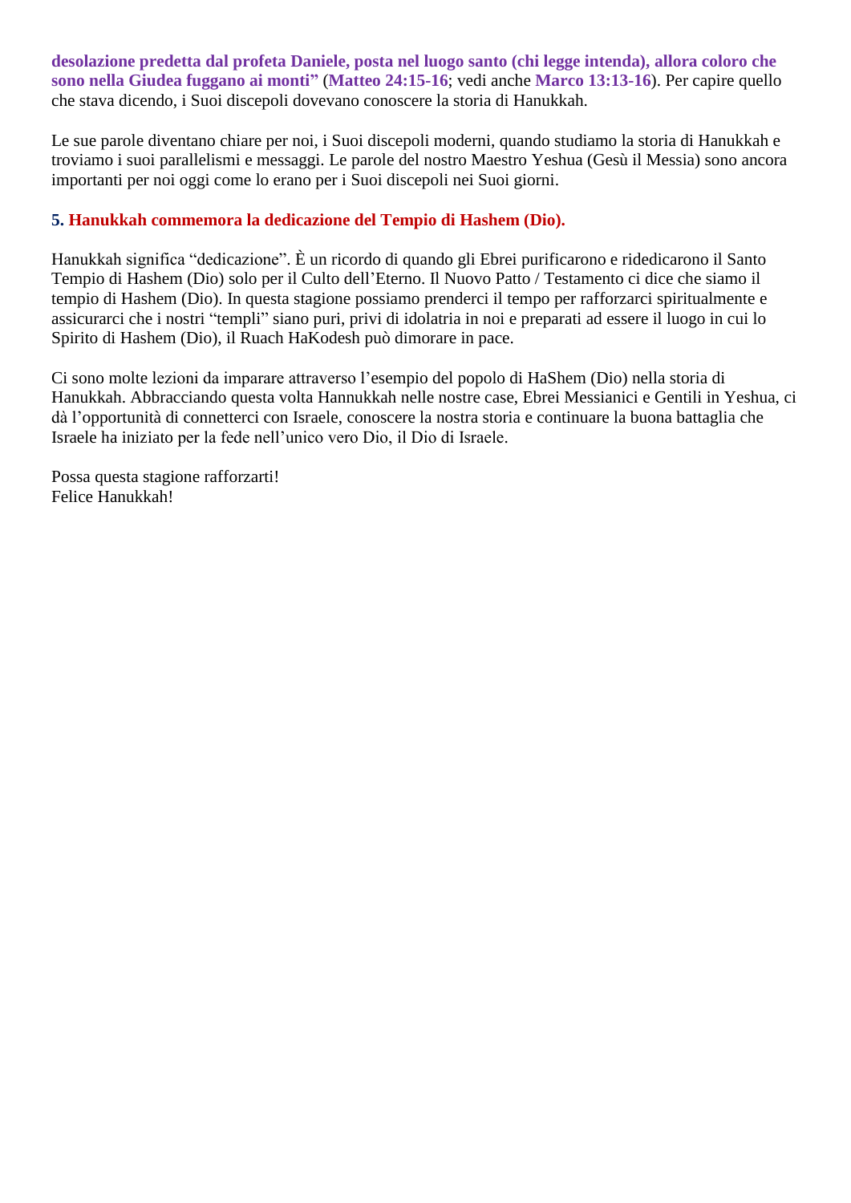**desolazione predetta dal profeta Daniele, posta nel luogo santo (chi legge intenda), allora coloro che sono nella Giudea fuggano ai monti”** (**Matteo 24:15-16**; vedi anche **Marco 13:13-16**). Per capire quello che stava dicendo, i Suoi discepoli dovevano conoscere la storia di Hanukkah.

Le sue parole diventano chiare per noi, i Suoi discepoli moderni, quando studiamo la storia di Hanukkah e troviamo i suoi parallelismi e messaggi. Le parole del nostro Maestro Yeshua (Gesù il Messia) sono ancora importanti per noi oggi come lo erano per i Suoi discepoli nei Suoi giorni.

### 5. Hanukkah commemora la dedicazione del Tempio di Hashem (Dio).

Hanukkah significa “dedicazione”. È un ricordo di quando gli Ebrei purificarono e ridedicarono il Santo Tempio di Hashem (Dio) solo per il Culto dell’Eterno. Il Nuovo Patto / Testamento ci dice che siamo il tempio di Hashem (Dio). In questa stagione possiamo prenderci il tempo per rafforzarci spiritualmente e assicurarci che i nostri “templi” siano puri, privi di idolatria in noi e preparati ad essere il luogo in cui lo Spirito di Hashem (Dio), il Ruach HaKodesh può dimorare in pace.

Ci sono molte lezioni da imparare attraverso l’esempio del popolo di HaShem (Dio) nella storia di Hanukkah. Abbracciando questa volta Hannukkah nelle nostre case, Ebrei Messianici e Gentili in Yeshua, ci dà l’opportunità di connetterci con Israele, conoscere la nostra storia e continuare la buona battaglia che Israele ha iniziato per la fede nell’unico vero Dio, il Dio di Israele.

Possa questa stagione rafforzarti!
Felice Hanukkah!